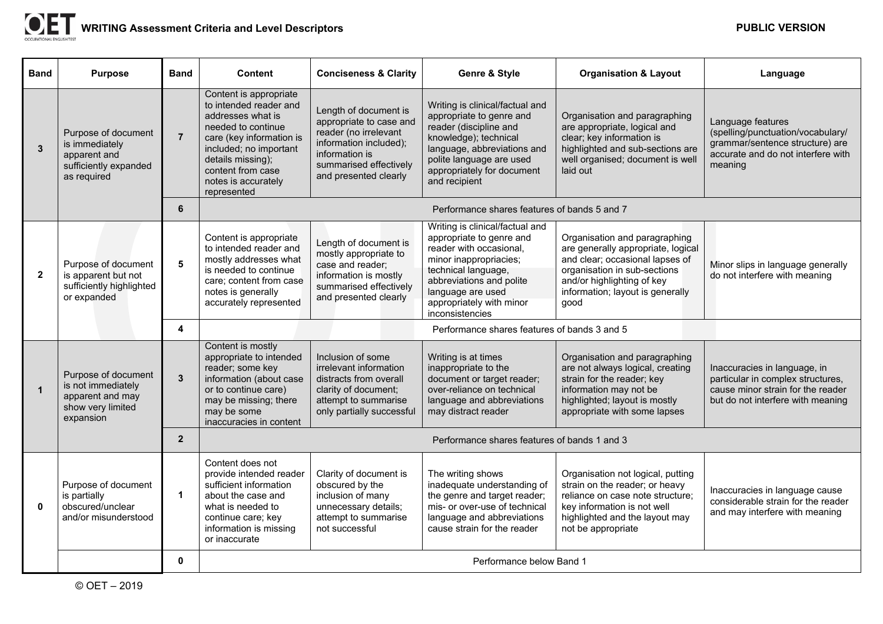# WRITING Assessment Criteria and Level Descriptors

**PUBLIC VERSION**

| Band | Purpose | Band | Content | Conciseness & Clarity | Genre & Style | Organisation & Layout | Language |
|---|---|---|---|---|---|---|---|
| 3 | Purpose of document is immediately apparent and sufficiently expanded as required | 7 | Content is appropriate to intended reader and addresses what is needed to continue care (key information is included; no important details missing); content from case notes is accurately represented | Length of document is appropriate to case and reader (no irrelevant information included); information is summarised effectively and presented clearly | Writing is clinical/factual and appropriate to genre and reader (discipline and knowledge); technical language, abbreviations and polite language are used appropriately for document and recipient | Organisation and paragraphing are appropriate, logical and clear; key information is highlighted and sub-sections are well organised; document is well laid out | Language features (spelling/punctuation/vocabulary/ grammar/sentence structure) are accurate and do not interfere with meaning |
| | | 6 | Performance shares features of bands 5 and 7 | | | | |
| 2 | Purpose of document is apparent but not sufficiently highlighted or expanded | 5 | Content is appropriate to intended reader and mostly addresses what is needed to continue care; content from case notes is generally accurately represented | Length of document is mostly appropriate to case and reader; information is mostly summarised effectively and presented clearly | Writing is clinical/factual and appropriate to genre and reader with occasional, minor inappropriacies; technical language, abbreviations and polite language are used appropriately with minor inconsistencies | Organisation and paragraphing are generally appropriate, logical and clear; occasional lapses of organisation in sub-sections and/or highlighting of key information; layout is generally good | Minor slips in language generally do not interfere with meaning |
| | | 4 | Performance shares features of bands 3 and 5 | | | | |
| 1 | Purpose of document is not immediately apparent and may show very limited expansion | 3 | Content is mostly appropriate to intended reader; some key information (about case or to continue care) may be missing; there may be some inaccuracies in content | Inclusion of some irrelevant information distracts from overall clarity of document; attempt to summarise only partially successful | Writing is at times inappropriate to the document or target reader; over-reliance on technical language and abbreviations may distract reader | Organisation and paragraphing are not always logical, creating strain for the reader; key information may not be highlighted; layout is mostly appropriate with some lapses | Inaccuracies in language, in particular in complex structures, cause minor strain for the reader but do not interfere with meaning |
| | | 2 | Performance shares features of bands 1 and 3 | | | | |
| 0 | Purpose of document is partially obscured/unclear and/or misunderstood | 1 | Content does not provide intended reader sufficient information about the case and what is needed to continue care; key information is missing or inaccurate | Clarity of document is obscured by the inclusion of many unnecessary details; attempt to summarise not successful | The writing shows inadequate understanding of the genre and target reader; mis- or over-use of technical language and abbreviations cause strain for the reader | Organisation not logical, putting strain on the reader; or heavy reliance on case note structure; key information is not well highlighted and the layout may not be appropriate | Inaccuracies in language cause considerable strain for the reader and may interfere with meaning |
| | | 0 | Performance below Band 1 | | | | |

© OET – 2019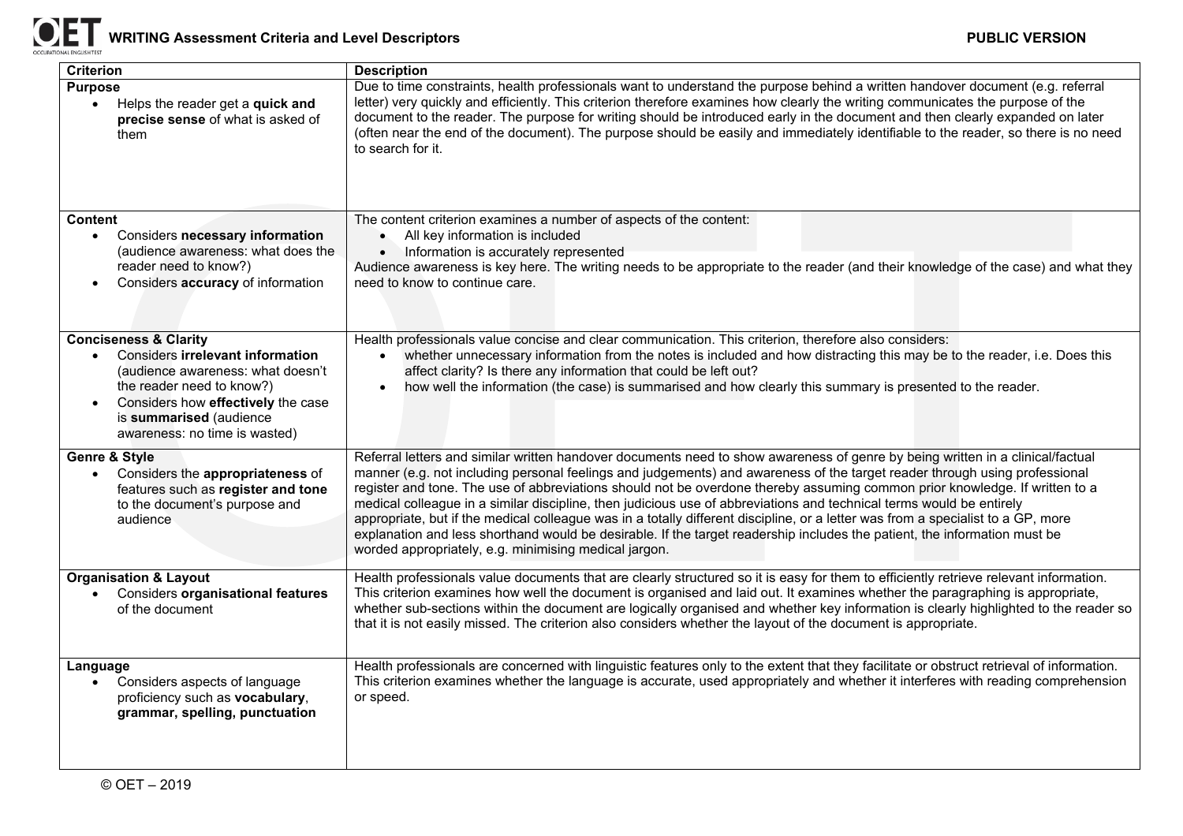| Criterion | Description |
|---|---|
| **Purpose**<br>• Helps the reader get a **quick and precise sense** of what is asked of them | Due to time constraints, health professionals want to understand the purpose behind a written handover document (e.g. referral letter) very quickly and efficiently. This criterion therefore examines how clearly the writing communicates the purpose of the document to the reader. The purpose for writing should be introduced early in the document and then clearly expanded on later (often near the end of the document). The purpose should be easily and immediately identifiable to the reader, so there is no need to search for it. |
| **Content**<br>• Considers **necessary information** (audience awareness: what does the reader need to know?)<br>• Considers **accuracy** of information | The content criterion examines a number of aspects of the content:<br>• All key information is included<br>• Information is accurately represented<br>Audience awareness is key here. The writing needs to be appropriate to the reader (and their knowledge of the case) and what they need to know to continue care. |
| **Conciseness & Clarity**<br>• Considers **irrelevant information** (audience awareness: what doesn't the reader need to know?)<br>• Considers how **effectively** the case is **summarised** (audience awareness: no time is wasted) | Health professionals value concise and clear communication. This criterion, therefore also considers:<br>• whether unnecessary information from the notes is included and how distracting this may be to the reader, i.e. Does this affect clarity? Is there any information that could be left out?<br>• how well the information (the case) is summarised and how clearly this summary is presented to the reader. |
| **Genre & Style**<br>• Considers the **appropriateness** of features such as **register and tone** to the document's purpose and audience | Referral letters and similar written handover documents need to show awareness of genre by being written in a clinical/factual manner (e.g. not including personal feelings and judgements) and awareness of the target reader through using professional register and tone. The use of abbreviations should not be overdone thereby assuming common prior knowledge. If written to a medical colleague in a similar discipline, then judicious use of abbreviations and technical terms would be entirely appropriate, but if the medical colleague was in a totally different discipline, or a letter was from a specialist to a GP, more explanation and less shorthand would be desirable. If the target readership includes the patient, the information must be worded appropriately, e.g. minimising medical jargon. |
| **Organisation & Layout**<br>• Considers **organisational features** of the document | Health professionals value documents that are clearly structured so it is easy for them to efficiently retrieve relevant information. This criterion examines how well the document is organised and laid out. It examines whether the paragraphing is appropriate, whether sub-sections within the document are logically organised and whether key information is clearly highlighted to the reader so that it is not easily missed. The criterion also considers whether the layout of the document is appropriate. |
| **Language**<br>• Considers aspects of language proficiency such as **vocabulary**, **grammar, spelling, punctuation** | Health professionals are concerned with linguistic features only to the extent that they facilitate or obstruct retrieval of information. This criterion examines whether the language is accurate, used appropriately and whether it interferes with reading comprehension or speed. |

© OET – 2019